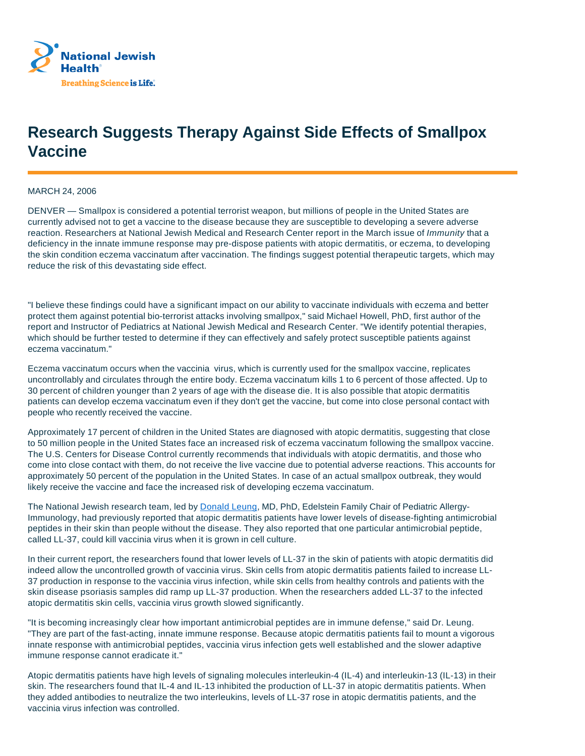National Jewish Health
Breathing Science is Life.

# Research Suggests Therapy Against Side Effects of Smallpox Vaccine

MARCH 24, 2006

DENVER — Smallpox is considered a potential terrorist weapon, but millions of people in the United States are currently advised not to get a vaccine to the disease because they are susceptible to developing a severe adverse reaction. Researchers at National Jewish Medical and Research Center report in the March issue of *Immunity* that a deficiency in the innate immune response may pre-dispose patients with atopic dermatitis, or eczema, to developing the skin condition eczema vaccinatum after vaccination. The findings suggest potential therapeutic targets, which may reduce the risk of this devastating side effect.

"I believe these findings could have a significant impact on our ability to vaccinate individuals with eczema and better protect them against potential bio-terrorist attacks involving smallpox," said Michael Howell, PhD, first author of the report and Instructor of Pediatrics at National Jewish Medical and Research Center. "We identify potential therapies, which should be further tested to determine if they can effectively and safely protect susceptible patients against eczema vaccinatum."

Eczema vaccinatum occurs when the vaccinia virus, which is currently used for the smallpox vaccine, replicates uncontrollably and circulates through the entire body. Eczema vaccinatum kills 1 to 6 percent of those affected. Up to 30 percent of children younger than 2 years of age with the disease die. It is also possible that atopic dermatitis patients can develop eczema vaccinatum even if they don't get the vaccine, but come into close personal contact with people who recently received the vaccine.

Approximately 17 percent of children in the United States are diagnosed with atopic dermatitis, suggesting that close to 50 million people in the United States face an increased risk of eczema vaccinatum following the smallpox vaccine. The U.S. Centers for Disease Control currently recommends that individuals with atopic dermatitis, and those who come into close contact with them, do not receive the live vaccine due to potential adverse reactions. This accounts for approximately 50 percent of the population in the United States. In case of an actual smallpox outbreak, they would likely receive the vaccine and face the increased risk of developing eczema vaccinatum.

The National Jewish research team, led by Donald Leung, MD, PhD, Edelstein Family Chair of Pediatric Allergy-Immunology, had previously reported that atopic dermatitis patients have lower levels of disease-fighting antimicrobial peptides in their skin than people without the disease. They also reported that one particular antimicrobial peptide, called LL-37, could kill vaccinia virus when it is grown in cell culture.

In their current report, the researchers found that lower levels of LL-37 in the skin of patients with atopic dermatitis did indeed allow the uncontrolled growth of vaccinia virus. Skin cells from atopic dermatitis patients failed to increase LL-37 production in response to the vaccinia virus infection, while skin cells from healthy controls and patients with the skin disease psoriasis samples did ramp up LL-37 production. When the researchers added LL-37 to the infected atopic dermatitis skin cells, vaccinia virus growth slowed significantly.

"It is becoming increasingly clear how important antimicrobial peptides are in immune defense," said Dr. Leung. "They are part of the fast-acting, innate immune response. Because atopic dermatitis patients fail to mount a vigorous innate response with antimicrobial peptides, vaccinia virus infection gets well established and the slower adaptive immune response cannot eradicate it."

Atopic dermatitis patients have high levels of signaling molecules interleukin-4 (IL-4) and interleukin-13 (IL-13) in their skin. The researchers found that IL-4 and IL-13 inhibited the production of LL-37 in atopic dermatitis patients. When they added antibodies to neutralize the two interleukins, levels of LL-37 rose in atopic dermatitis patients, and the vaccinia virus infection was controlled.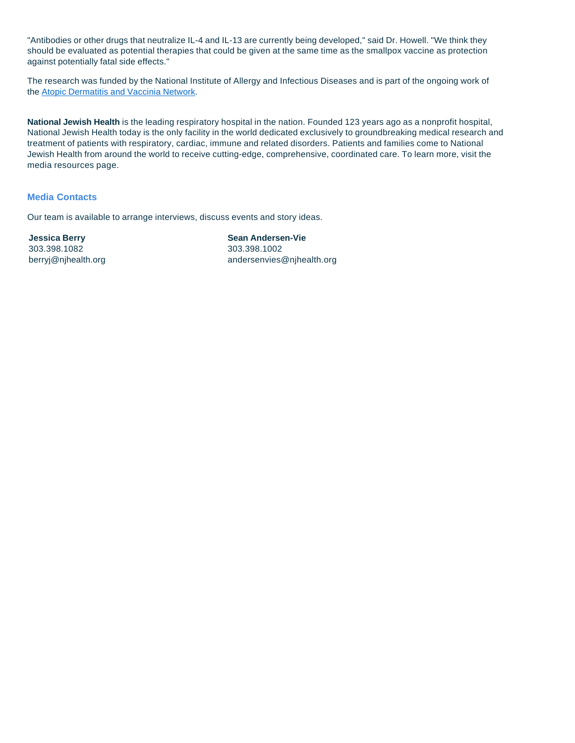"Antibodies or other drugs that neutralize IL-4 and IL-13 are currently being developed," said Dr. Howell. "We think they should be evaluated as potential therapies that could be given at the same time as the smallpox vaccine as protection against potentially fatal side effects."

The research was funded by the National Institute of Allergy and Infectious Diseases and is part of the ongoing work of the [Atopic Dermatitis and Vaccinia Network].

**National Jewish Health** is the leading respiratory hospital in the nation. Founded 123 years ago as a nonprofit hospital, National Jewish Health today is the only facility in the world dedicated exclusively to groundbreaking medical research and treatment of patients with respiratory, cardiac, immune and related disorders. Patients and families come to National Jewish Health from around the world to receive cutting-edge, comprehensive, coordinated care. To learn more, visit the media resources page.

## Media Contacts

Our team is available to arrange interviews, discuss events and story ideas.

**Jessica Berry**
303.398.1082
berryj@njhealth.org

**Sean Andersen-Vie**
303.398.1002
andersenvies@njhealth.org